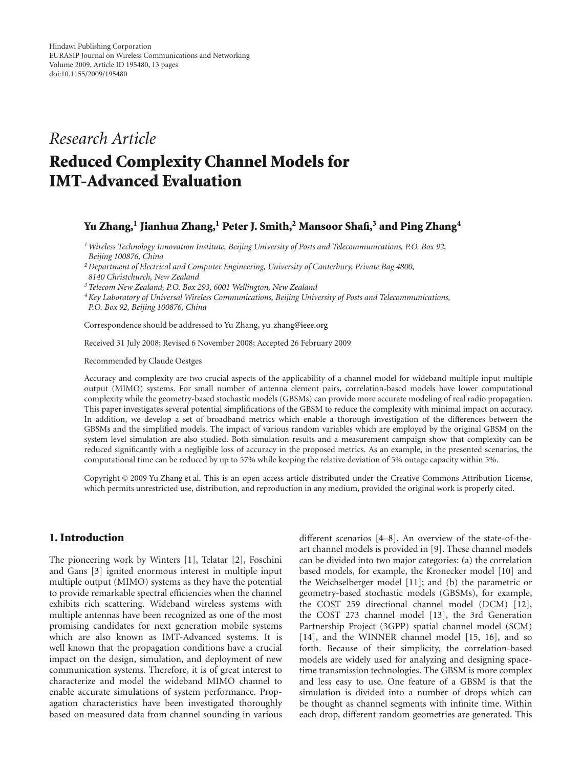Hindawi Publishing Corporation
EURASIP Journal on Wireless Communications and Networking
Volume 2009, Article ID 195480, 13 pages
doi:10.1155/2009/195480

*Research Article*

# Reduced Complexity Channel Models for IMT-Advanced Evaluation

**Yu Zhang,[1] Jianhua Zhang,[1] Peter J. Smith,[2] Mansoor Shafi,[3] and Ping Zhang[4]**

[1] *Wireless Technology Innovation Institute, Beijing University of Posts and Telecommunications, P.O. Box 92, Beijing 100876, China*

[2] *Department of Electrical and Computer Engineering, University of Canterbury, Private Bag 4800, 8140 Christchurch, New Zealand*

[3] *Telecom New Zealand, P.O. Box 293, 6001 Wellington, New Zealand*

[4] *Key Laboratory of Universal Wireless Communications, Beijing University of Posts and Telecommunications, P.O. Box 92, Beijing 100876, China*

Correspondence should be addressed to Yu Zhang, yu_zhang@ieee.org

Received 31 July 2008; Revised 6 November 2008; Accepted 26 February 2009

Recommended by Claude Oestges

Accuracy and complexity are two crucial aspects of the applicability of a channel model for wideband multiple input multiple output (MIMO) systems. For small number of antenna element pairs, correlation-based models have lower computational complexity while the geometry-based stochastic models (GBSMs) can provide more accurate modeling of real radio propagation. This paper investigates several potential simplifications of the GBSM to reduce the complexity with minimal impact on accuracy. In addition, we develop a set of broadband metrics which enable a thorough investigation of the differences between the GBSMs and the simplified models. The impact of various random variables which are employed by the original GBSM on the system level simulation are also studied. Both simulation results and a measurement campaign show that complexity can be reduced significantly with a negligible loss of accuracy in the proposed metrics. As an example, in the presented scenarios, the computational time can be reduced by up to 57% while keeping the relative deviation of 5% outage capacity within 5%.

Copyright © 2009 Yu Zhang et al. This is an open access article distributed under the Creative Commons Attribution License, which permits unrestricted use, distribution, and reproduction in any medium, provided the original work is properly cited.

## 1. Introduction

The pioneering work by Winters [1], Telatar [2], Foschini and Gans [3] ignited enormous interest in multiple input multiple output (MIMO) systems as they have the potential to provide remarkable spectral efficiencies when the channel exhibits rich scattering. Wideband wireless systems with multiple antennas have been recognized as one of the most promising candidates for next generation mobile systems which are also known as IMT-Advanced systems. It is well known that the propagation conditions have a crucial impact on the design, simulation, and deployment of new communication systems. Therefore, it is of great interest to characterize and model the wideband MIMO channel to enable accurate simulations of system performance. Propagation characteristics have been investigated thoroughly based on measured data from channel sounding in various different scenarios [4–8]. An overview of the state-of-the-art channel models is provided in [9]. These channel models can be divided into two major categories: (a) the correlation based models, for example, the Kronecker model [10] and the Weichselberger model [11]; and (b) the parametric or geometry-based stochastic models (GBSMs), for example, the COST 259 directional channel model (DCM) [12], the COST 273 channel model [13], the 3rd Generation Partnership Project (3GPP) spatial channel model (SCM) [14], and the WINNER channel model [15, 16], and so forth. Because of their simplicity, the correlation-based models are widely used for analyzing and designing space-time transmission technologies. The GBSM is more complex and less easy to use. One feature of a GBSM is that the simulation is divided into a number of drops which can be thought as channel segments with infinite time. Within each drop, different random geometries are generated. This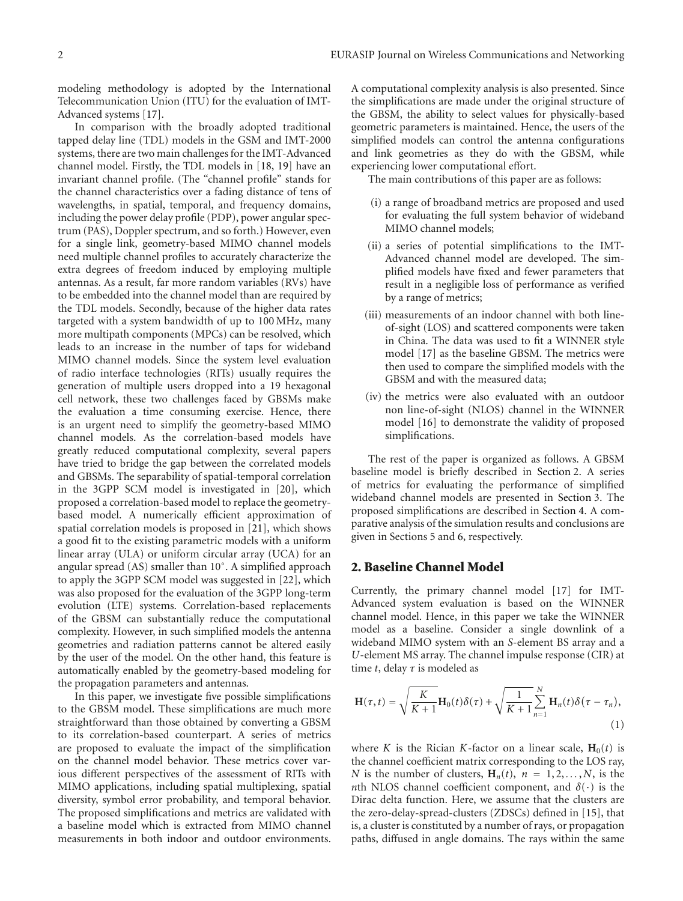modeling methodology is adopted by the International Telecommunication Union (ITU) for the evaluation of IMT-Advanced systems [17].

In comparison with the broadly adopted traditional tapped delay line (TDL) models in the GSM and IMT-2000 systems, there are two main challenges for the IMT-Advanced channel model. Firstly, the TDL models in [18, 19] have an invariant channel profile. (The "channel profile" stands for the channel characteristics over a fading distance of tens of wavelengths, in spatial, temporal, and frequency domains, including the power delay profile (PDP), power angular spectrum (PAS), Doppler spectrum, and so forth.) However, even for a single link, geometry-based MIMO channel models need multiple channel profiles to accurately characterize the extra degrees of freedom induced by employing multiple antennas. As a result, far more random variables (RVs) have to be embedded into the channel model than are required by the TDL models. Secondly, because of the higher data rates targeted with a system bandwidth of up to 100 MHz, many more multipath components (MPCs) can be resolved, which leads to an increase in the number of taps for wideband MIMO channel models. Since the system level evaluation of radio interface technologies (RITs) usually requires the generation of multiple users dropped into a 19 hexagonal cell network, these two challenges faced by GBSMs make the evaluation a time consuming exercise. Hence, there is an urgent need to simplify the geometry-based MIMO channel models. As the correlation-based models have greatly reduced computational complexity, several papers have tried to bridge the gap between the correlated models and GBSMs. The separability of spatial-temporal correlation in the 3GPP SCM model is investigated in [20], which proposed a correlation-based model to replace the geometry-based model. A numerically efficient approximation of spatial correlation models is proposed in [21], which shows a good fit to the existing parametric models with a uniform linear array (ULA) or uniform circular array (UCA) for an angular spread (AS) smaller than 10°. A simplified approach to apply the 3GPP SCM model was suggested in [22], which was also proposed for the evaluation of the 3GPP long-term evolution (LTE) systems. Correlation-based replacements of the GBSM can substantially reduce the computational complexity. However, in such simplified models the antenna geometries and radiation patterns cannot be altered easily by the user of the model. On the other hand, this feature is automatically enabled by the geometry-based modeling for the propagation parameters and antennas.

In this paper, we investigate five possible simplifications to the GBSM model. These simplifications are much more straightforward than those obtained by converting a GBSM to its correlation-based counterpart. A series of metrics are proposed to evaluate the impact of the simplification on the channel model behavior. These metrics cover various different perspectives of the assessment of RITs with MIMO applications, including spatial multiplexing, spatial diversity, symbol error probability, and temporal behavior. The proposed simplifications and metrics are validated with a baseline model which is extracted from MIMO channel measurements in both indoor and outdoor environments. A computational complexity analysis is also presented. Since the simplifications are made under the original structure of the GBSM, the ability to select values for physically-based geometric parameters is maintained. Hence, the users of the simplified models can control the antenna configurations and link geometries as they do with the GBSM, while experiencing lower computational effort.

The main contributions of this paper are as follows:

(i) a range of broadband metrics are proposed and used for evaluating the full system behavior of wideband MIMO channel models;

(ii) a series of potential simplifications to the IMT-Advanced channel model are developed. The simplified models have fixed and fewer parameters that result in a negligible loss of performance as verified by a range of metrics;

(iii) measurements of an indoor channel with both line-of-sight (LOS) and scattered components were taken in China. The data was used to fit a WINNER style model [17] as the baseline GBSM. The metrics were then used to compare the simplified models with the GBSM and with the measured data;

(iv) the metrics were also evaluated with an outdoor non line-of-sight (NLOS) channel in the WINNER model [16] to demonstrate the validity of proposed simplifications.

The rest of the paper is organized as follows. A GBSM baseline model is briefly described in Section 2. A series of metrics for evaluating the performance of simplified wideband channel models are presented in Section 3. The proposed simplifications are described in Section 4. A comparative analysis of the simulation results and conclusions are given in Sections 5 and 6, respectively.

## 2. Baseline Channel Model

Currently, the primary channel model [17] for IMT-Advanced system evaluation is based on the WINNER channel model. Hence, in this paper we take the WINNER model as a baseline. Consider a single downlink of a wideband MIMO system with an $S$-element BS array and a $U$-element MS array. The channel impulse response (CIR) at time $t$, delay $\tau$ is modeled as

$$\mathbf{H}(\tau, t) = \sqrt{\frac{K}{K+1}}\mathbf{H}_0(t)\delta(\tau) + \sqrt{\frac{1}{K+1}}\sum_{n=1}^{N}\mathbf{H}_n(t)\delta(\tau - \tau_n), \tag{1}$$

where $K$ is the Rician $K$-factor on a linear scale, $\mathbf{H}_0(t)$ is the channel coefficient matrix corresponding to the LOS ray, $N$ is the number of clusters, $\mathbf{H}_n(t)$, $n = 1, 2, \ldots, N$, is the $n$th NLOS channel coefficient component, and $\delta(\cdot)$ is the Dirac delta function. Here, we assume that the clusters are the zero-delay-spread-clusters (ZDSCs) defined in [15], that is, a cluster is constituted by a number of rays, or propagation paths, diffused in angle domains. The rays within the same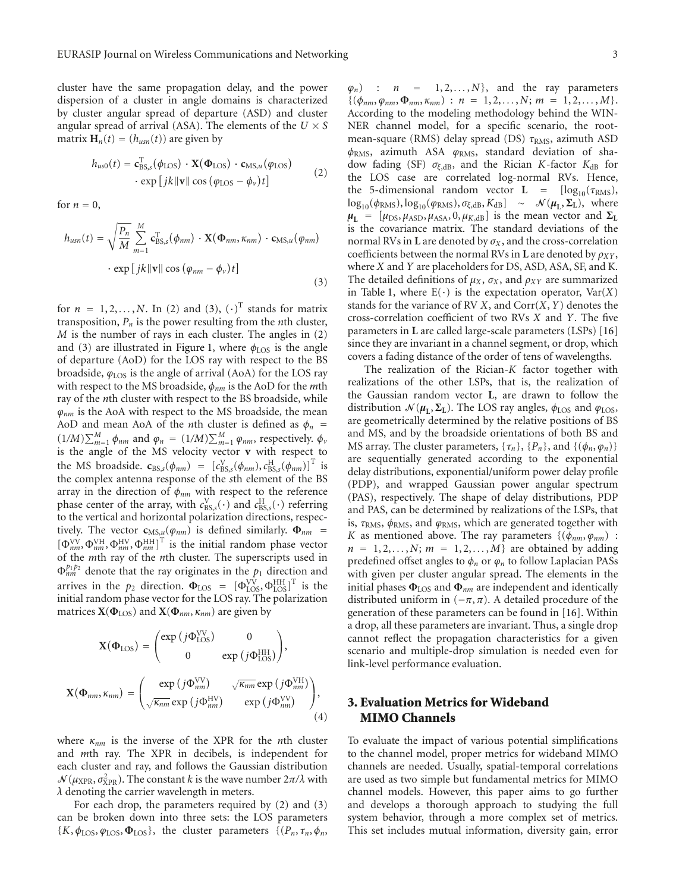cluster have the same propagation delay, and the power dispersion of a cluster in angle domains is characterized by cluster angular spread of departure (ASD) and cluster angular spread of arrival (ASA). The elements of the $U \times S$ matrix $\mathbf{H}_n(t) = (h_{usn}(t))$ are given by

$$h_{us0}(t) = \mathbf{c}_{\mathrm{BS},s}^{\mathrm{T}}(\phi_{\mathrm{LOS}}) \cdot \mathbf{X}(\mathbf{\Phi}_{\mathrm{LOS}}) \cdot \mathbf{c}_{\mathrm{MS},u}(\varphi_{\mathrm{LOS}}) \cdot \exp\left[jk\|\mathbf{v}\|\cos\left(\varphi_{\mathrm{LOS}} - \phi_v\right)t\right] \tag{2}$$

for $n = 0$,

$$h_{usn}(t) = \sqrt{\frac{P_n}{M}} \sum_{m=1}^{M} \mathbf{c}_{\mathrm{BS},s}^{\mathrm{T}}(\phi_{nm}) \cdot \mathbf{X}(\mathbf{\Phi}_{nm}, \kappa_{nm}) \cdot \mathbf{c}_{\mathrm{MS},u}(\varphi_{nm}) \cdot \exp\left[jk\|\mathbf{v}\|\cos\left(\varphi_{nm} - \phi_v\right)t\right] \tag{3}$$

for $n = 1, 2, \ldots, N$. In (2) and (3), $(\cdot)^{\mathrm{T}}$ stands for matrix transposition, $P_n$ is the power resulting from the $n$th cluster, $M$ is the number of rays in each cluster. The angles in (2) and (3) are illustrated in Figure 1, where $\phi_{\mathrm{LOS}}$ is the angle of departure (AoD) for the LOS ray with respect to the BS broadside, $\varphi_{\mathrm{LOS}}$ is the angle of arrival (AoA) for the LOS ray with respect to the MS broadside, $\phi_{nm}$ is the AoD for the $m$th ray of the $n$th cluster with respect to the BS broadside, while $\varphi_{nm}$ is the AoA with respect to the MS broadside, the mean AoD and mean AoA of the $n$th cluster is defined as $\phi_n = (1/M)\sum_{m=1}^{M}\phi_{nm}$ and $\varphi_n = (1/M)\sum_{m=1}^{M}\varphi_{nm}$, respectively. $\phi_v$ is the angle of the MS velocity vector $\mathbf{v}$ with respect to the MS broadside. $\mathbf{c}_{\mathrm{BS},s}(\phi_{nm}) = [c_{\mathrm{BS},s}^{\mathrm{V}}(\phi_{nm}), c_{\mathrm{BS},s}^{\mathrm{H}}(\phi_{nm})]^{\mathrm{T}}$ is the complex antenna response of the $s$th element of the BS array in the direction of $\phi_{nm}$ with respect to the reference phase center of the array, with $c_{\mathrm{BS},s}^{\mathrm{V}}(\cdot)$ and $c_{\mathrm{BS},s}^{\mathrm{H}}(\cdot)$ referring to the vertical and horizontal polarization directions, respectively. The vector $\mathbf{c}_{\mathrm{MS},u}(\varphi_{nm})$ is defined similarly. $\mathbf{\Phi}_{nm} = [\Phi_{nm}^{\mathrm{VV}}, \Phi_{nm}^{\mathrm{VH}}, \Phi_{nm}^{\mathrm{HV}}, \Phi_{nm}^{\mathrm{HH}}]^{\mathrm{T}}$ is the initial random phase vector of the $m$th ray of the $n$th cluster. The superscripts used in $\Phi_{nm}^{p_1 p_2}$ denote that the ray originates in the $p_1$ direction and arrives in the $p_2$ direction. $\mathbf{\Phi}_{\mathrm{LOS}} = [\Phi_{\mathrm{LOS}}^{\mathrm{VV}}, \Phi_{\mathrm{LOS}}^{\mathrm{HH}}]^{\mathrm{T}}$ is the initial random phase vector for the LOS ray. The polarization matrices $\mathbf{X}(\mathbf{\Phi}_{\mathrm{LOS}})$ and $\mathbf{X}(\mathbf{\Phi}_{nm}, \kappa_{nm})$ are given by

$$\mathbf{X}(\mathbf{\Phi}_{\mathrm{LOS}}) = \begin{pmatrix} \exp\left(j\Phi_{\mathrm{LOS}}^{\mathrm{VV}}\right) & 0 \\ 0 & \exp\left(j\Phi_{\mathrm{LOS}}^{\mathrm{HH}}\right) \end{pmatrix},$$

$$\mathbf{X}(\mathbf{\Phi}_{nm}, \kappa_{nm}) = \begin{pmatrix} \exp\left(j\Phi_{nm}^{\mathrm{VV}}\right) & \sqrt{\kappa_{nm}}\exp\left(j\Phi_{nm}^{\mathrm{VH}}\right) \\ \sqrt{\kappa_{nm}}\exp\left(j\Phi_{nm}^{\mathrm{HV}}\right) & \exp\left(j\Phi_{nm}^{\mathrm{VV}}\right) \end{pmatrix}, \tag{4}$$

where $\kappa_{nm}$ is the inverse of the XPR for the $n$th cluster and $m$th ray. The XPR in decibels, is independent for each cluster and ray, and follows the Gaussian distribution $\mathcal{N}(\mu_{\mathrm{XPR}}, \sigma_{\mathrm{XPR}}^2)$. The constant $k$ is the wave number $2\pi/\lambda$ with $\lambda$ denoting the carrier wavelength in meters.

For each drop, the parameters required by (2) and (3) can be broken down into three sets: the LOS parameters $\{K, \phi_{\mathrm{LOS}}, \varphi_{\mathrm{LOS}}, \mathbf{\Phi}_{\mathrm{LOS}}\}$, the cluster parameters $\{(P_n, \tau_n, \phi_n, \varphi_n) : n = 1, 2, \ldots, N\}$, and the ray parameters $\{(\phi_{nm}, \varphi_{nm}, \mathbf{\Phi}_{nm}, \kappa_{nm}) : n = 1, 2, \ldots, N;\ m = 1, 2, \ldots, M\}$. According to the modeling methodology behind the WINNER channel model, for a specific scenario, the root-mean-square (RMS) delay spread (DS) $\tau_{\mathrm{RMS}}$, azimuth ASD $\phi_{\mathrm{RMS}}$, azimuth ASA $\varphi_{\mathrm{RMS}}$, standard deviation of shadow fading (SF) $\sigma_{\xi,\mathrm{dB}}$, and the Rician $K$-factor $K_{\mathrm{dB}}$ for the LOS case are correlated log-normal RVs. Hence, the 5-dimensional random vector $\mathbf{L} = [\log_{10}(\tau_{\mathrm{RMS}}), \log_{10}(\phi_{\mathrm{RMS}}), \log_{10}(\varphi_{\mathrm{RMS}}), \sigma_{\xi,\mathrm{dB}}, K_{\mathrm{dB}}] \sim \mathcal{N}(\boldsymbol{\mu}_{\mathbf{L}}, \mathbf{\Sigma}_{\mathbf{L}})$, where $\boldsymbol{\mu}_{\mathbf{L}} = [\mu_{\mathrm{DS}}, \mu_{\mathrm{ASD}}, \mu_{\mathrm{ASA}}, 0, \mu_{K,\mathrm{dB}}]$ is the mean vector and $\mathbf{\Sigma}_{\mathbf{L}}$ is the covariance matrix. The standard deviations of the normal RVs in $\mathbf{L}$ are denoted by $\sigma_X$, and the cross-correlation coefficients between the normal RVs in $\mathbf{L}$ are denoted by $\rho_{XY}$, where $X$ and $Y$ are placeholders for DS, ASD, ASA, SF, and K. The detailed definitions of $\mu_X$, $\sigma_X$, and $\rho_{XY}$ are summarized in Table 1, where $\mathrm{E}(\cdot)$ is the expectation operator, $\mathrm{Var}(X)$ stands for the variance of RV $X$, and $\mathrm{Corr}(X, Y)$ denotes the cross-correlation coefficient of two RVs $X$ and $Y$. The five parameters in $\mathbf{L}$ are called large-scale parameters (LSPs) [16] since they are invariant in a channel segment, or drop, which covers a fading distance of the order of tens of wavelengths.

The realization of the Rician-$K$ factor together with realizations of the other LSPs, that is, the realization of the Gaussian random vector $\mathbf{L}$, are drawn to follow the distribution $\mathcal{N}(\boldsymbol{\mu}_{\mathbf{L}}, \mathbf{\Sigma}_{\mathbf{L}})$. The LOS ray angles, $\phi_{\mathrm{LOS}}$ and $\varphi_{\mathrm{LOS}}$, are geometrically determined by the relative positions of BS and MS, and by the broadside orientations of both BS and MS array. The cluster parameters, $\{\tau_n\}$, $\{P_n\}$, and $\{(\phi_n, \varphi_n)\}$ are sequentially generated according to the exponential delay distributions, exponential/uniform power delay profile (PDP), and wrapped Gaussian power angular spectrum (PAS), respectively. The shape of delay distributions, PDP and PAS, can be determined by realizations of the LSPs, that is, $\tau_{\mathrm{RMS}}$, $\phi_{\mathrm{RMS}}$, and $\varphi_{\mathrm{RMS}}$, which are generated together with $K$ as mentioned above. The ray parameters $\{(\phi_{nm}, \varphi_{nm}) : n = 1, 2, \ldots, N;\ m = 1, 2, \ldots, M\}$ are obtained by adding predefined offset angles to $\phi_n$ or $\varphi_n$ to follow Laplacian PASs with given per cluster angular spread. The elements in the initial phases $\mathbf{\Phi}_{\mathrm{LOS}}$ and $\mathbf{\Phi}_{nm}$ are independent and identically distributed uniform in $(-\pi, \pi)$. A detailed procedure of the generation of these parameters can be found in [16]. Within a drop, all these parameters are invariant. Thus, a single drop cannot reflect the propagation characteristics for a given scenario and multiple-drop simulation is needed even for link-level performance evaluation.

## 3. Evaluation Metrics for Wideband MIMO Channels

To evaluate the impact of various potential simplifications to the channel model, proper metrics for wideband MIMO channels are needed. Usually, spatial-temporal correlations are used as two simple but fundamental metrics for MIMO channel models. However, this paper aims to go further and develops a thorough approach to studying the full system behavior, through a more complex set of metrics. This set includes mutual information, diversity gain, error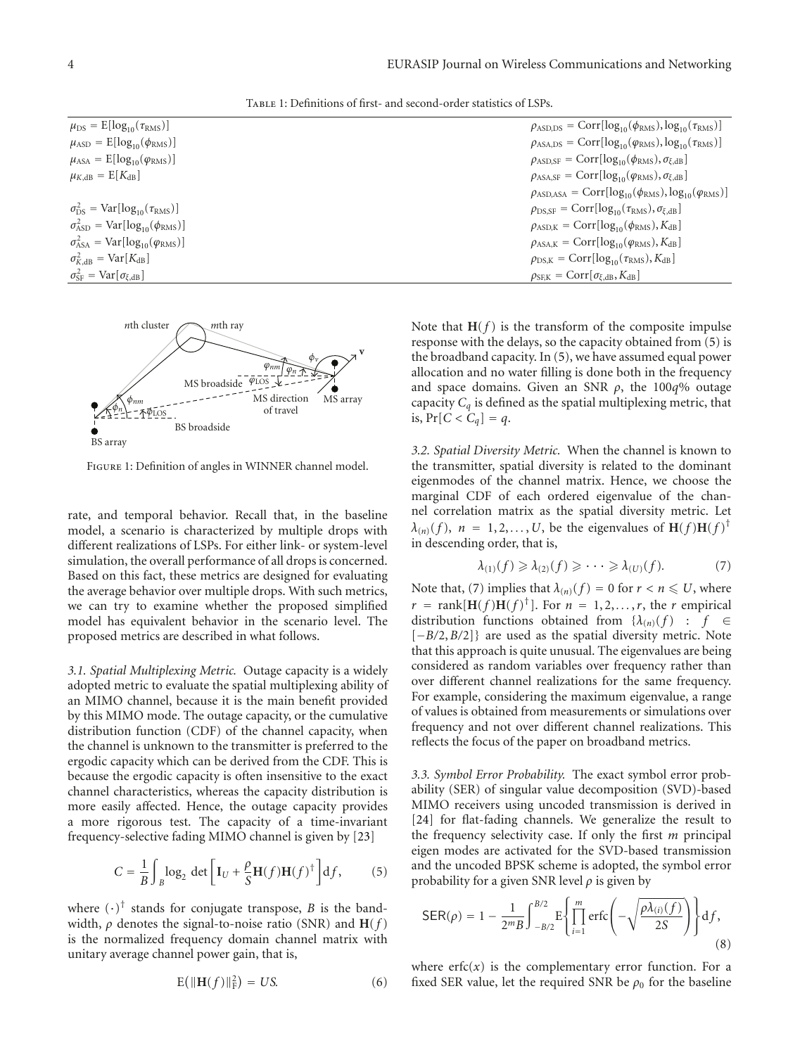Table 1: Definitions of first- and second-order statistics of LSPs.

| | |
|---|---|
| $\mu_{\text{DS}} = \text{E}[\log_{10}(\tau_{\text{RMS}})]$ | $\rho_{\text{ASD,DS}} = \text{Corr}[\log_{10}(\phi_{\text{RMS}}), \log_{10}(\tau_{\text{RMS}})]$ |
| $\mu_{\text{ASD}} = \text{E}[\log_{10}(\phi_{\text{RMS}})]$ | $\rho_{\text{ASA,DS}} = \text{Corr}[\log_{10}(\varphi_{\text{RMS}}), \log_{10}(\tau_{\text{RMS}})]$ |
| $\mu_{\text{ASA}} = \text{E}[\log_{10}(\varphi_{\text{RMS}})]$ | $\rho_{\text{ASD,SF}} = \text{Corr}[\log_{10}(\phi_{\text{RMS}}), \sigma_{\xi,\text{dB}}]$ |
| $\mu_{K,\text{dB}} = \text{E}[K_{\text{dB}}]$ | $\rho_{\text{ASA,SF}} = \text{Corr}[\log_{10}(\varphi_{\text{RMS}}), \sigma_{\xi,\text{dB}}]$ |
| | $\rho_{\text{ASD,ASA}} = \text{Corr}[\log_{10}(\phi_{\text{RMS}}), \log_{10}(\varphi_{\text{RMS}})]$ |
| $\sigma^2_{\text{DS}} = \text{Var}[\log_{10}(\tau_{\text{RMS}})]$ | $\rho_{\text{DS,SF}} = \text{Corr}[\log_{10}(\tau_{\text{RMS}}), \sigma_{\xi,\text{dB}}]$ |
| $\sigma^2_{\text{ASD}} = \text{Var}[\log_{10}(\phi_{\text{RMS}})]$ | $\rho_{\text{ASD,K}} = \text{Corr}[\log_{10}(\phi_{\text{RMS}}), K_{\text{dB}}]$ |
| $\sigma^2_{\text{ASA}} = \text{Var}[\log_{10}(\varphi_{\text{RMS}})]$ | $\rho_{\text{ASA,K}} = \text{Corr}[\log_{10}(\varphi_{\text{RMS}}), K_{\text{dB}}]$ |
| $\sigma^2_{K,\text{dB}} = \text{Var}[K_{\text{dB}}]$ | $\rho_{\text{DS,K}} = \text{Corr}[\log_{10}(\tau_{\text{RMS}}), K_{\text{dB}}]$ |
| $\sigma^2_{\text{SF}} = \text{Var}[\sigma_{\xi,\text{dB}}]$ | $\rho_{\text{SF,K}} = \text{Corr}[\sigma_{\xi,\text{dB}}, K_{\text{dB}}]$ |

Figure 1: Definition of angles in WINNER channel model.

rate, and temporal behavior. Recall that, in the baseline model, a scenario is characterized by multiple drops with different realizations of LSPs. For either link- or system-level simulation, the overall performance of all drops is concerned. Based on this fact, these metrics are designed for evaluating the average behavior over multiple drops. With such metrics, we can try to examine whether the proposed simplified model has equivalent behavior in the scenario level. The proposed metrics are described in what follows.

*3.1. Spatial Multiplexing Metric.* Outage capacity is a widely adopted metric to evaluate the spatial multiplexing ability of an MIMO channel, because it is the main benefit provided by this MIMO mode. The outage capacity, or the cumulative distribution function (CDF) of the channel capacity, when the channel is unknown to the transmitter is preferred to the ergodic capacity which can be derived from the CDF. This is because the ergodic capacity is often insensitive to the exact channel characteristics, whereas the capacity distribution is more easily affected. Hence, the outage capacity provides a more rigorous test. The capacity of a time-invariant frequency-selective fading MIMO channel is given by [23]

$$C = \frac{1}{B}\int_B \log_2 \det\left[\mathbf{I}_U + \frac{\rho}{S}\mathbf{H}(f)\mathbf{H}(f)^\dagger\right]\mathrm{d}f, \qquad (5)$$

where $(\cdot)^\dagger$ stands for conjugate transpose, $B$ is the bandwidth, $\rho$ denotes the signal-to-noise ratio (SNR) and $\mathbf{H}(f)$ is the normalized frequency domain channel matrix with unitary average channel power gain, that is,

$$\text{E}\left(\|\mathbf{H}(f)\|_{\text{F}}^2\right) = US. \qquad (6)$$

Note that $\mathbf{H}(f)$ is the transform of the composite impulse response with the delays, so the capacity obtained from (5) is the broadband capacity. In (5), we have assumed equal power allocation and no water filling is done both in the frequency and space domains. Given an SNR $\rho$, the $100q$% outage capacity $C_q$ is defined as the spatial multiplexing metric, that is, $\Pr[C < C_q] = q$.

*3.2. Spatial Diversity Metric.* When the channel is known to the transmitter, spatial diversity is related to the dominant eigenmodes of the channel matrix. Hence, we choose the marginal CDF of each ordered eigenvalue of the channel correlation matrix as the spatial diversity metric. Let $\lambda_{(n)}(f)$, $n = 1, 2, \ldots, U$, be the eigenvalues of $\mathbf{H}(f)\mathbf{H}(f)^\dagger$ in descending order, that is,

$$\lambda_{(1)}(f) \geqslant \lambda_{(2)}(f) \geqslant \cdots \geqslant \lambda_{(U)}(f). \qquad (7)$$

Note that, (7) implies that $\lambda_{(n)}(f) = 0$ for $r < n \leqslant U$, where $r = \text{rank}[\mathbf{H}(f)\mathbf{H}(f)^\dagger]$. For $n = 1, 2, \ldots, r$, the $r$ empirical distribution functions obtained from $\{\lambda_{(n)}(f) : f \in [-B/2, B/2]\}$ are used as the spatial diversity metric. Note that this approach is quite unusual. The eigenvalues are being considered as random variables over frequency rather than over different channel realizations for the same frequency. For example, considering the maximum eigenvalue, a range of values is obtained from measurements or simulations over frequency and not over different channel realizations. This reflects the focus of the paper on broadband metrics.

*3.3. Symbol Error Probability.* The exact symbol error probability (SER) of singular value decomposition (SVD)-based MIMO receivers using uncoded transmission is derived in [24] for flat-fading channels. We generalize the result to the frequency selectivity case. If only the first $m$ principal eigen modes are activated for the SVD-based transmission and the uncoded BPSK scheme is adopted, the symbol error probability for a given SNR level $\rho$ is given by

$$\mathsf{SER}(\rho) = 1 - \frac{1}{2^m B}\int_{-B/2}^{B/2} \text{E}\left\{\prod_{i=1}^{m} \text{erfc}\left(-\sqrt{\frac{\rho\lambda_{(i)}(f)}{2S}}\right)\right\}\mathrm{d}f, \qquad (8)$$

where $\text{erfc}(x)$ is the complementary error function. For a fixed SER value, let the required SNR be $\rho_0$ for the baseline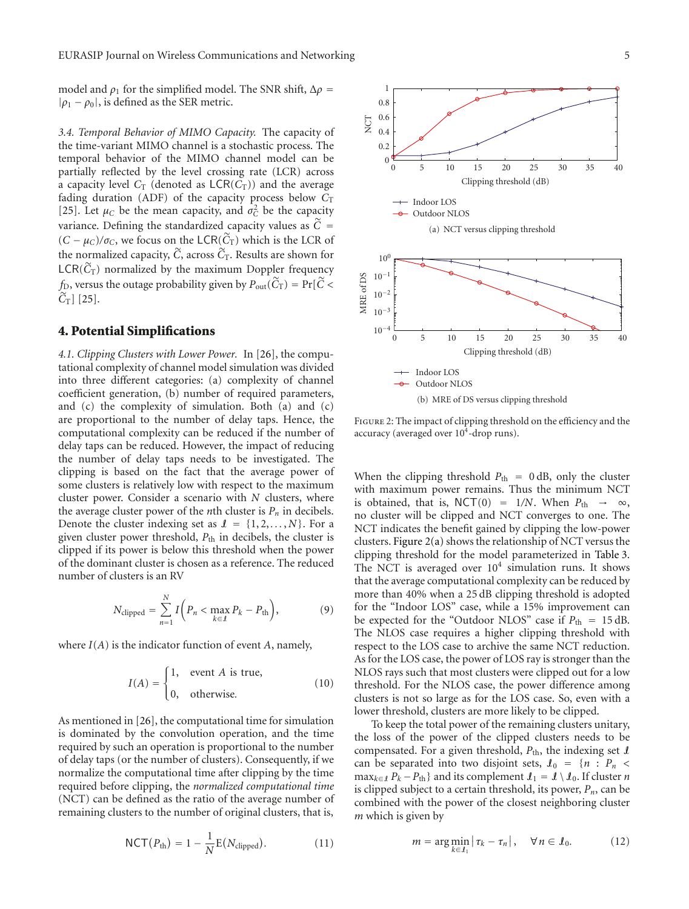model and $\rho_1$ for the simplified model. The SNR shift, $\Delta\rho = |\rho_1 - \rho_0|$, is defined as the SER metric.

*3.4. Temporal Behavior of MIMO Capacity.* The capacity of the time-variant MIMO channel is a stochastic process. The temporal behavior of the MIMO channel model can be partially reflected by the level crossing rate (LCR) across a capacity level $C_T$ (denoted as $\mathsf{LCR}(C_T)$) and the average fading duration (ADF) of the capacity process below $C_T$ [25]. Let $\mu_C$ be the mean capacity, and $\sigma_C^2$ be the capacity variance. Defining the standardized capacity values as $\widetilde{C} = (C - \mu_C)/\sigma_C$, we focus on the $\mathsf{LCR}(\widetilde{C}_T)$ which is the LCR of the normalized capacity, $\widetilde{C}$, across $\widetilde{C}_T$. Results are shown for $\mathsf{LCR}(\widetilde{C}_T)$ normalized by the maximum Doppler frequency $f_D$, versus the outage probability given by $P_{\text{out}}(\widetilde{C}_T) = \Pr[\widetilde{C} < \widetilde{C}_T]$ [25].

## 4. Potential Simplifications

*4.1. Clipping Clusters with Lower Power.* In [26], the computational complexity of channel model simulation was divided into three different categories: (a) complexity of channel coefficient generation, (b) number of required parameters, and (c) the complexity of simulation. Both (a) and (c) are proportional to the number of delay taps. Hence, the computational complexity can be reduced if the number of delay taps can be reduced. However, the impact of reducing the number of delay taps needs to be investigated. The clipping is based on the fact that the average power of some clusters is relatively low with respect to the maximum cluster power. Consider a scenario with $N$ clusters, where the average cluster power of the $n$th cluster is $P_n$ in decibels. Denote the cluster indexing set as $\mathcal{I} = \{1, 2, \ldots, N\}$. For a given cluster power threshold, $P_{\text{th}}$ in decibels, the cluster is clipped if its power is below this threshold when the power of the dominant cluster is chosen as a reference. The reduced number of clusters is an RV

$$N_{\text{clipped}} = \sum_{n=1}^{N} I\left(P_n < \max_{k \in \mathcal{I}} P_k - P_{\text{th}}\right), \tag{9}$$

where $I(A)$ is the indicator function of event $A$, namely,

$$I(A) = \begin{cases} 1, & \text{event } A \text{ is true,} \\ 0, & \text{otherwise.} \end{cases} \tag{10}$$

As mentioned in [26], the computational time for simulation is dominated by the convolution operation, and the time required by such an operation is proportional to the number of delay taps (or the number of clusters). Consequently, if we normalize the computational time after clipping by the time required before clipping, the *normalized computational time* (NCT) can be defined as the ratio of the average number of remaining clusters to the number of original clusters, that is,

$$\mathsf{NCT}(P_{\text{th}}) = 1 - \frac{1}{N}\mathrm{E}(N_{\text{clipped}}). \tag{11}$$

(a) NCT versus clipping threshold

(b) MRE of DS versus clipping threshold

Figure 2: The impact of clipping threshold on the efficiency and the accuracy (averaged over $10^4$-drop runs).

When the clipping threshold $P_{\text{th}} = 0$ dB, only the cluster with maximum power remains. Thus the minimum NCT is obtained, that is, $\mathsf{NCT}(0) = 1/N$. When $P_{\text{th}} \to \infty$, no cluster will be clipped and NCT converges to one. The NCT indicates the benefit gained by clipping the low-power clusters. Figure 2(a) shows the relationship of NCT versus the clipping threshold for the model parameterized in Table 3. The NCT is averaged over $10^4$ simulation runs. It shows that the average computational complexity can be reduced by more than 40% when a 25 dB clipping threshold is adopted for the "Indoor LOS" case, while a 15% improvement can be expected for the "Outdoor NLOS" case if $P_{\text{th}} = 15$ dB. The NLOS case requires a higher clipping threshold with respect to the LOS case to archive the same NCT reduction. As for the LOS case, the power of LOS ray is stronger than the NLOS rays such that most clusters were clipped out for a low threshold. For the NLOS case, the power difference among clusters is not so large as for the LOS case. So, even with a lower threshold, clusters are more likely to be clipped.

To keep the total power of the remaining clusters unitary, the loss of the power of the clipped clusters needs to be compensated. For a given threshold, $P_{\text{th}}$, the indexing set $\mathcal{I}$ can be separated into two disjoint sets, $\mathcal{I}_0 = \{n : P_n < \max_{k\in\mathcal{I}} P_k - P_{\text{th}}\}$ and its complement $\mathcal{I}_1 = \mathcal{I} \setminus \mathcal{I}_0$. If cluster $n$ is clipped subject to a certain threshold, its power, $P_n$, can be combined with the power of the closest neighboring cluster $m$ which is given by

$$m = \arg\min_{k \in \mathcal{I}_1} |\tau_k - \tau_n|, \quad \forall n \in \mathcal{I}_0. \tag{12}$$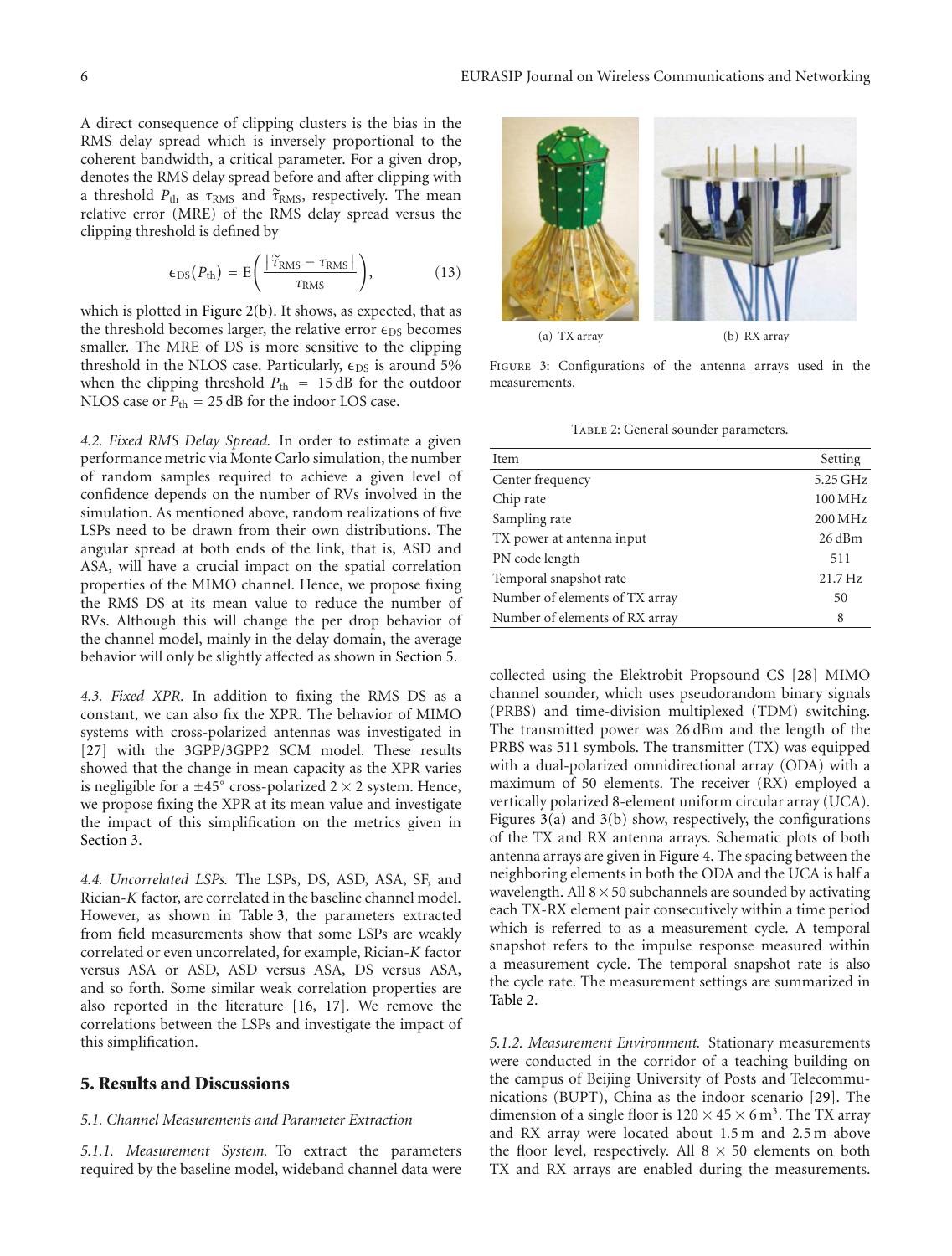A direct consequence of clipping clusters is the bias in the RMS delay spread which is inversely proportional to the coherent bandwidth, a critical parameter. For a given drop, denotes the RMS delay spread before and after clipping with a threshold $P_{\text{th}}$ as $\tau_{\text{RMS}}$ and $\tilde{\tau}_{\text{RMS}}$, respectively. The mean relative error (MRE) of the RMS delay spread versus the clipping threshold is defined by

$$\epsilon_{\text{DS}}(P_{\text{th}}) = \text{E}\left(\frac{|\tilde{\tau}_{\text{RMS}} - \tau_{\text{RMS}}|}{\tau_{\text{RMS}}}\right), \tag{13}$$

which is plotted in Figure 2(b). It shows, as expected, that as the threshold becomes larger, the relative error $\epsilon_{\text{DS}}$ becomes smaller. The MRE of DS is more sensitive to the clipping threshold in the NLOS case. Particularly, $\epsilon_{\text{DS}}$ is around 5% when the clipping threshold $P_{\text{th}} = 15$ dB for the outdoor NLOS case or $P_{\text{th}} = 25$ dB for the indoor LOS case.

*4.2. Fixed RMS Delay Spread.* In order to estimate a given performance metric via Monte Carlo simulation, the number of random samples required to achieve a given level of confidence depends on the number of RVs involved in the simulation. As mentioned above, random realizations of five LSPs need to be drawn from their own distributions. The angular spread at both ends of the link, that is, ASD and ASA, will have a crucial impact on the spatial correlation properties of the MIMO channel. Hence, we propose fixing the RMS DS at its mean value to reduce the number of RVs. Although this will change the per drop behavior of the channel model, mainly in the delay domain, the average behavior will only be slightly affected as shown in Section 5.

*4.3. Fixed XPR.* In addition to fixing the RMS DS as a constant, we can also fix the XPR. The behavior of MIMO systems with cross-polarized antennas was investigated in [27] with the 3GPP/3GPP2 SCM model. These results showed that the change in mean capacity as the XPR varies is negligible for a $\pm 45^\circ$ cross-polarized $2 \times 2$ system. Hence, we propose fixing the XPR at its mean value and investigate the impact of this simplification on the metrics given in Section 3.

*4.4. Uncorrelated LSPs.* The LSPs, DS, ASD, ASA, SF, and Rician-$K$ factor, are correlated in the baseline channel model. However, as shown in Table 3, the parameters extracted from field measurements show that some LSPs are weakly correlated or even uncorrelated, for example, Rician-$K$ factor versus ASA or ASD, ASD versus ASA, DS versus ASA, and so forth. Some similar weak correlation properties are also reported in the literature [16, 17]. We remove the correlations between the LSPs and investigate the impact of this simplification.

## 5. Results and Discussions

*5.1. Channel Measurements and Parameter Extraction*

*5.1.1. Measurement System.* To extract the parameters required by the baseline model, wideband channel data were collected using the Elektrobit Propsound CS [28] MIMO channel sounder, which uses pseudorandom binary signals (PRBS) and time-division multiplexed (TDM) switching. The transmitted power was 26 dBm and the length of the PRBS was 511 symbols. The transmitter (TX) was equipped with a dual-polarized omnidirectional array (ODA) with a maximum of 50 elements. The receiver (RX) employed a vertically polarized 8-element uniform circular array (UCA). Figures 3(a) and 3(b) show, respectively, the configurations of the TX and RX antenna arrays. Schematic plots of both antenna arrays are given in Figure 4. The spacing between the neighboring elements in both the ODA and the UCA is half a wavelength. All $8 \times 50$ subchannels are sounded by activating each TX-RX element pair consecutively within a time period which is referred to as a measurement cycle. A temporal snapshot refers to the impulse response measured within a measurement cycle. The temporal snapshot rate is also the cycle rate. The measurement settings are summarized in Table 2.

(a) TX array (b) RX array

Figure 3: Configurations of the antenna arrays used in the measurements.

Table 2: General sounder parameters.

| Item | Setting |
|---|---|
| Center frequency | 5.25 GHz |
| Chip rate | 100 MHz |
| Sampling rate | 200 MHz |
| TX power at antenna input | 26 dBm |
| PN code length | 511 |
| Temporal snapshot rate | 21.7 Hz |
| Number of elements of TX array | 50 |
| Number of elements of RX array | 8 |

*5.1.2. Measurement Environment.* Stationary measurements were conducted in the corridor of a teaching building on the campus of Beijing University of Posts and Telecommunications (BUPT), China as the indoor scenario [29]. The dimension of a single floor is $120 \times 45 \times 6\,\text{m}^3$. The TX array and RX array were located about 1.5 m and 2.5 m above the floor level, respectively. All $8 \times 50$ elements on both TX and RX arrays are enabled during the measurements.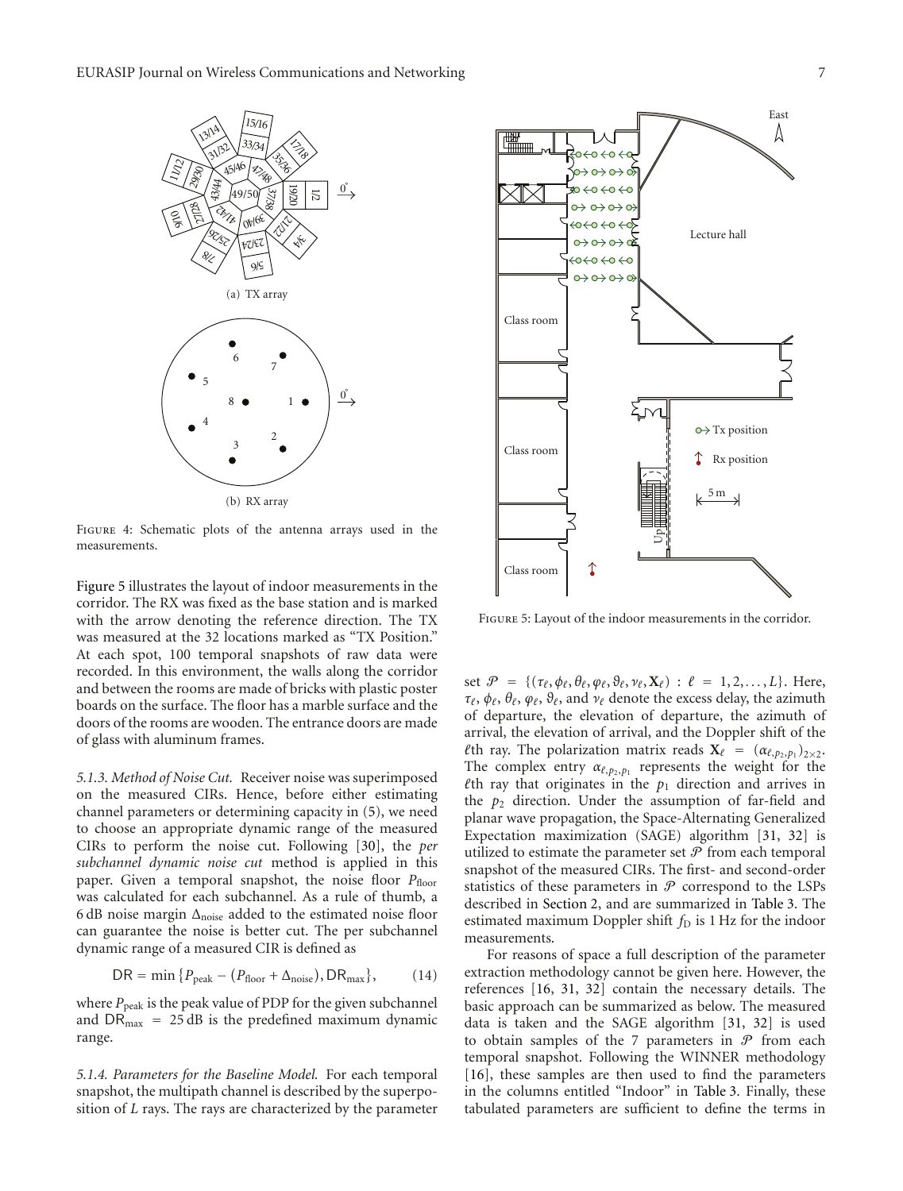Figure 4: Schematic plots of the antenna arrays used in the measurements.

(a) TX array

(b) RX array

Figure 5 illustrates the layout of indoor measurements in the corridor. The RX was fixed as the base station and is marked with the arrow denoting the reference direction. The TX was measured at the 32 locations marked as "TX Position." At each spot, 100 temporal snapshots of raw data were recorded. In this environment, the walls along the corridor and between the rooms are made of bricks with plastic poster boards on the surface. The floor has a marble surface and the doors of the rooms are wooden. The entrance doors are made of glass with aluminum frames.

*5.1.3. Method of Noise Cut.* Receiver noise was superimposed on the measured CIRs. Hence, before either estimating channel parameters or determining capacity in (5), we need to choose an appropriate dynamic range of the measured CIRs to perform the noise cut. Following [30], the *per subchannel dynamic noise cut* method is applied in this paper. Given a temporal snapshot, the noise floor $P_{\text{floor}}$ was calculated for each subchannel. As a rule of thumb, a 6 dB noise margin $\Delta_{\text{noise}}$ added to the estimated noise floor can guarantee the noise is better cut. The per subchannel dynamic range of a measured CIR is defined as

$$\mathsf{DR} = \min\{P_{\text{peak}} - (P_{\text{floor}} + \Delta_{\text{noise}}), \mathsf{DR}_{\max}\}, \qquad (14)$$

where $P_{\text{peak}}$ is the peak value of PDP for the given subchannel and $\mathsf{DR}_{\max} = 25$ dB is the predefined maximum dynamic range.

*5.1.4. Parameters for the Baseline Model.* For each temporal snapshot, the multipath channel is described by the superposition of $L$ rays. The rays are characterized by the parameter set $\mathcal{P} = \{(\tau_\ell, \phi_\ell, \theta_\ell, \varphi_\ell, \vartheta_\ell, \nu_\ell, \mathbf{X}_\ell) : \ell = 1, 2, \ldots, L\}$. Here, $\tau_\ell$, $\phi_\ell$, $\theta_\ell$, $\varphi_\ell$, $\vartheta_\ell$, and $\nu_\ell$ denote the excess delay, the azimuth of departure, the elevation of departure, the azimuth of arrival, the elevation of arrival, and the Doppler shift of the $\ell$th ray. The polarization matrix reads $\mathbf{X}_\ell = (\alpha_{\ell,p_2,p_1})_{2\times 2}$. The complex entry $\alpha_{\ell,p_2,p_1}$ represents the weight for the $\ell$th ray that originates in the $p_1$ direction and arrives in the $p_2$ direction. Under the assumption of far-field and planar wave propagation, the Space-Alternating Generalized Expectation maximization (SAGE) algorithm [31, 32] is utilized to estimate the parameter set $\mathcal{P}$ from each temporal snapshot of the measured CIRs. The first- and second-order statistics of these parameters in $\mathcal{P}$ correspond to the LSPs described in Section 2, and are summarized in Table 3. The estimated maximum Doppler shift $f_D$ is 1 Hz for the indoor measurements.

Figure 5: Layout of the indoor measurements in the corridor.

For reasons of space a full description of the parameter extraction methodology cannot be given here. However, the references [16, 31, 32] contain the necessary details. The basic approach can be summarized as below. The measured data is taken and the SAGE algorithm [31, 32] is used to obtain samples of the 7 parameters in $\mathcal{P}$ from each temporal snapshot. Following the WINNER methodology [16], these samples are then used to find the parameters in the columns entitled "Indoor" in Table 3. Finally, these tabulated parameters are sufficient to define the terms in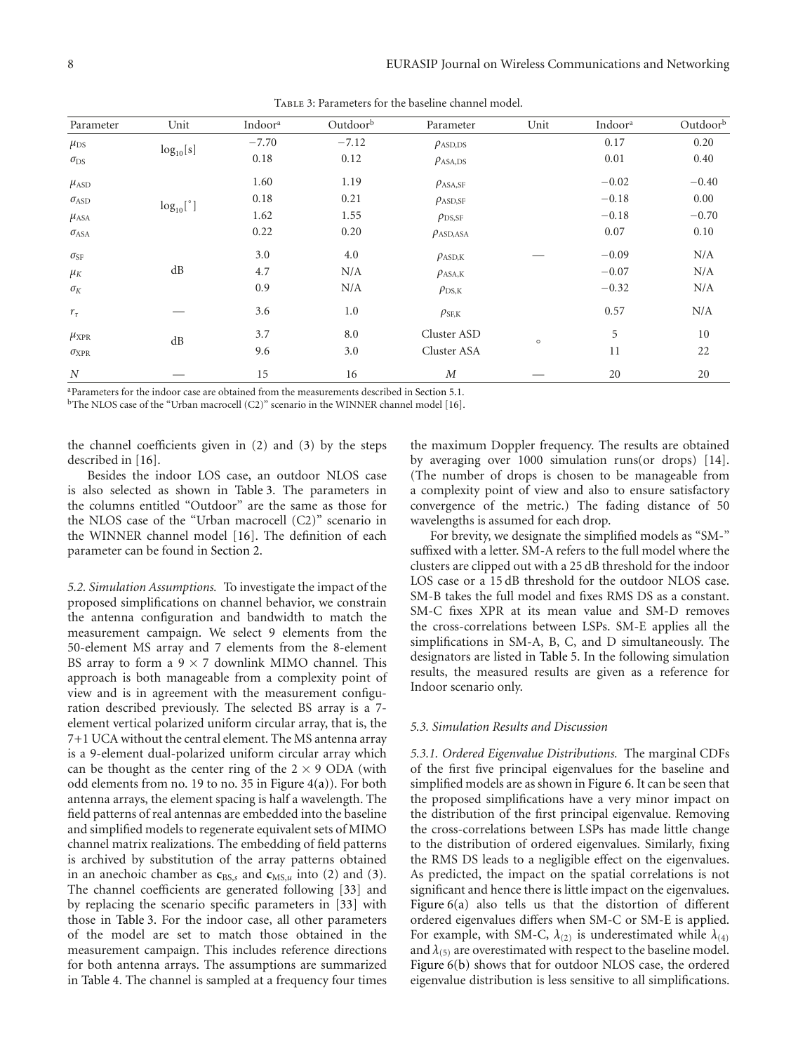Table 3: Parameters for the baseline channel model.

| Parameter | Unit | Indoor[a] | Outdoor[b] | Parameter | Unit | Indoor[a] | Outdoor[b] |
|---|---|---|---|---|---|---|---|
| $\mu_{\mathrm{DS}}$ | $\log_{10}[\mathrm{s}]$ | −7.70 | −7.12 | $\rho_{\mathrm{ASD,DS}}$ | | 0.17 | 0.20 |
| $\sigma_{\mathrm{DS}}$ | | 0.18 | 0.12 | $\rho_{\mathrm{ASA,DS}}$ | | 0.01 | 0.40 |
| $\mu_{\mathrm{ASD}}$ | $\log_{10}[^\circ]$ | 1.60 | 1.19 | $\rho_{\mathrm{ASA,SF}}$ | | −0.02 | −0.40 |
| $\sigma_{\mathrm{ASD}}$ | | 0.18 | 0.21 | $\rho_{\mathrm{ASD,SF}}$ | | −0.18 | 0.00 |
| $\mu_{\mathrm{ASA}}$ | | 1.62 | 1.55 | $\rho_{\mathrm{DS,SF}}$ | | −0.18 | −0.70 |
| $\sigma_{\mathrm{ASA}}$ | | 0.22 | 0.20 | $\rho_{\mathrm{ASD,ASA}}$ | | 0.07 | 0.10 |
| $\sigma_{\mathrm{SF}}$ | dB | 3.0 | 4.0 | $\rho_{\mathrm{ASD,K}}$ | — | −0.09 | N/A |
| $\mu_K$ | | 4.7 | N/A | $\rho_{\mathrm{ASA,K}}$ | | −0.07 | N/A |
| $\sigma_K$ | | 0.9 | N/A | $\rho_{\mathrm{DS,K}}$ | | −0.32 | N/A |
| $r_\tau$ | — | 3.6 | 1.0 | $\rho_{\mathrm{SF,K}}$ | | 0.57 | N/A |
| $\mu_{\mathrm{XPR}}$ | dB | 3.7 | 8.0 | Cluster ASD | $^\circ$ | 5 | 10 |
| $\sigma_{\mathrm{XPR}}$ | | 9.6 | 3.0 | Cluster ASA | | 11 | 22 |
| $N$ | — | 15 | 16 | $M$ | — | 20 | 20 |

[a]Parameters for the indoor case are obtained from the measurements described in Section 5.1.
[b]The NLOS case of the "Urban macrocell (C2)" scenario in the WINNER channel model [16].

the channel coefficients given in (2) and (3) by the steps described in [16].

Besides the indoor LOS case, an outdoor NLOS case is also selected as shown in Table 3. The parameters in the columns entitled "Outdoor" are the same as those for the NLOS case of the "Urban macrocell (C2)" scenario in the WINNER channel model [16]. The definition of each parameter can be found in Section 2.

*5.2. Simulation Assumptions.* To investigate the impact of the proposed simplifications on channel behavior, we constrain the antenna configuration and bandwidth to match the measurement campaign. We select 9 elements from the 50-element MS array and 7 elements from the 8-element BS array to form a $9 \times 7$ downlink MIMO channel. This approach is both manageable from a complexity point of view and is in agreement with the measurement configuration described previously. The selected BS array is a 7-element vertical polarized uniform circular array, that is, the 7+1 UCA without the central element. The MS antenna array is a 9-element dual-polarized uniform circular array which can be thought as the center ring of the $2 \times 9$ ODA (with odd elements from no. 19 to no. 35 in Figure 4(a)). For both antenna arrays, the element spacing is half a wavelength. The field patterns of real antennas are embedded into the baseline and simplified models to regenerate equivalent sets of MIMO channel matrix realizations. The embedding of field patterns is archived by substitution of the array patterns obtained in an anechoic chamber as $\mathbf{c}_{\mathrm{BS},s}$ and $\mathbf{c}_{\mathrm{MS},u}$ into (2) and (3). The channel coefficients are generated following [33] and by replacing the scenario specific parameters in [33] with those in Table 3. For the indoor case, all other parameters of the model are set to match those obtained in the measurement campaign. This includes reference directions for both antenna arrays. The assumptions are summarized in Table 4. The channel is sampled at a frequency four times the maximum Doppler frequency. The results are obtained by averaging over 1000 simulation runs(or drops) [14]. (The number of drops is chosen to be manageable from a complexity point of view and also to ensure satisfactory convergence of the metric.) The fading distance of 50 wavelengths is assumed for each drop.

For brevity, we designate the simplified models as "SM-" suffixed with a letter. SM-A refers to the full model where the clusters are clipped out with a 25 dB threshold for the indoor LOS case or a 15 dB threshold for the outdoor NLOS case. SM-B takes the full model and fixes RMS DS as a constant. SM-C fixes XPR at its mean value and SM-D removes the cross-correlations between LSPs. SM-E applies all the simplifications in SM-A, B, C, and D simultaneously. The designators are listed in Table 5. In the following simulation results, the measured results are given as a reference for Indoor scenario only.

### 5.3. Simulation Results and Discussion

*5.3.1. Ordered Eigenvalue Distributions.* The marginal CDFs of the first five principal eigenvalues for the baseline and simplified models are as shown in Figure 6. It can be seen that the proposed simplifications have a very minor impact on the distribution of the first principal eigenvalue. Removing the cross-correlations between LSPs has made little change to the distribution of ordered eigenvalues. Similarly, fixing the RMS DS leads to a negligible effect on the eigenvalues. As predicted, the impact on the spatial correlations is not significant and hence there is little impact on the eigenvalues. Figure 6(a) also tells us that the distortion of different ordered eigenvalues differs when SM-C or SM-E is applied. For example, with SM-C, $\lambda_{(2)}$ is underestimated while $\lambda_{(4)}$ and $\lambda_{(5)}$ are overestimated with respect to the baseline model. Figure 6(b) shows that for outdoor NLOS case, the ordered eigenvalue distribution is less sensitive to all simplifications.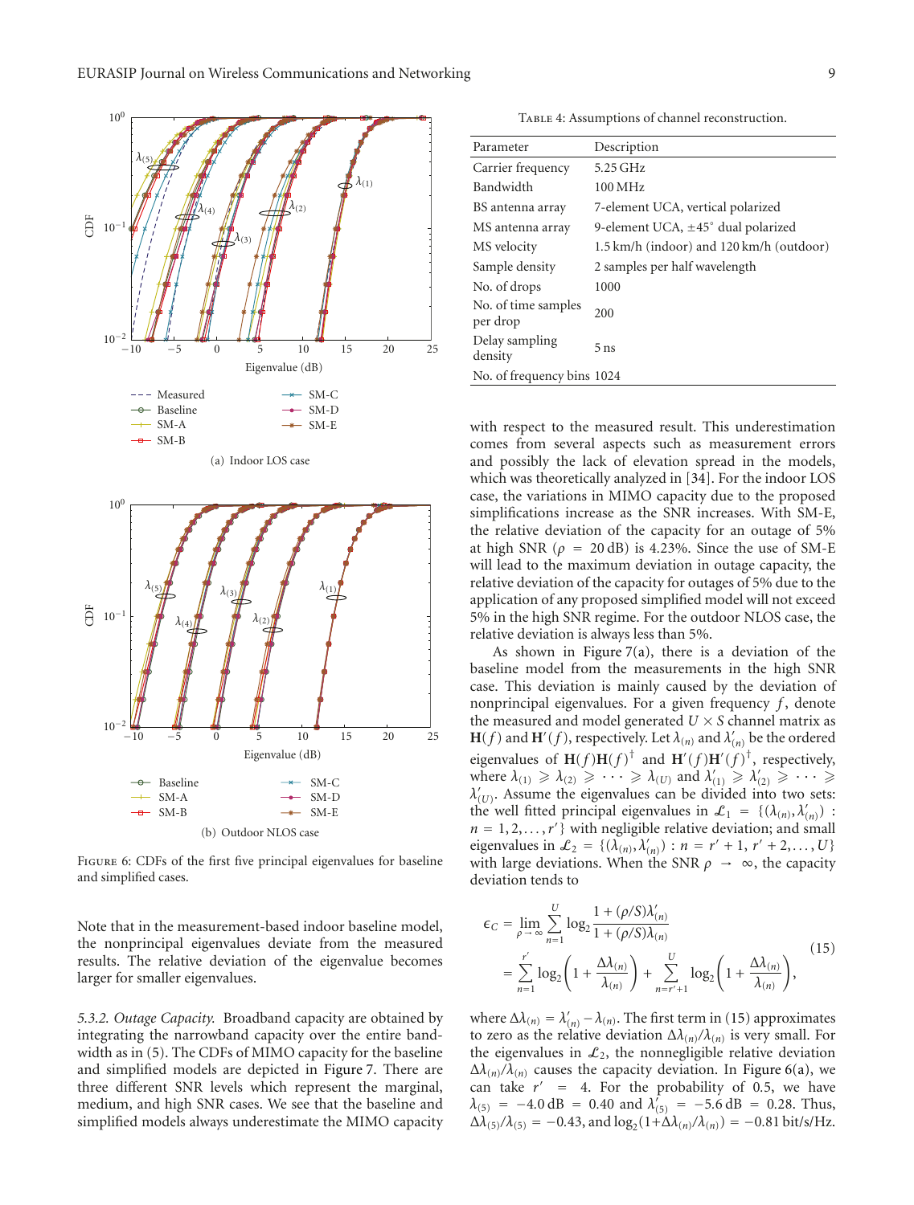(a) Indoor LOS case

(b) Outdoor NLOS case

Figure 6: CDFs of the first five principal eigenvalues for baseline and simplified cases.

Note that in the measurement-based indoor baseline model, the nonprincipal eigenvalues deviate from the measured results. The relative deviation of the eigenvalue becomes larger for smaller eigenvalues.

*5.3.2. Outage Capacity.* Broadband capacity are obtained by integrating the narrowband capacity over the entire bandwidth as in (5). The CDFs of MIMO capacity for the baseline and simplified models are depicted in Figure 7. There are three different SNR levels which represent the marginal, medium, and high SNR cases. We see that the baseline and simplified models always underestimate the MIMO capacity with respect to the measured result. This underestimation comes from several aspects such as measurement errors and possibly the lack of elevation spread in the models, which was theoretically analyzed in [34]. For the indoor LOS case, the variations in MIMO capacity due to the proposed simplifications increase as the SNR increases. With SM-E, the relative deviation of the capacity for an outage of 5% at high SNR ($\rho = 20$ dB) is 4.23%. Since the use of SM-E will lead to the maximum deviation in outage capacity, the relative deviation of the capacity for outages of 5% due to the application of any proposed simplified model will not exceed 5% in the high SNR regime. For the outdoor NLOS case, the relative deviation is always less than 5%.

As shown in Figure 7(a), there is a deviation of the baseline model from the measurements in the high SNR case. This deviation is mainly caused by the deviation of nonprincipal eigenvalues. For a given frequency $f$, denote the measured and model generated $U \times S$ channel matrix as $\mathbf{H}(f)$ and $\mathbf{H}'(f)$, respectively. Let $\lambda_{(n)}$ and $\lambda'_{(n)}$ be the ordered eigenvalues of $\mathbf{H}(f)\mathbf{H}(f)^{\dagger}$ and $\mathbf{H}'(f)\mathbf{H}'(f)^{\dagger}$, respectively, where $\lambda_{(1)} \geqslant \lambda_{(2)} \geqslant \cdots \geqslant \lambda_{(U)}$ and $\lambda'_{(1)} \geqslant \lambda'_{(2)} \geqslant \cdots \geqslant \lambda'_{(U)}$. Assume the eigenvalues can be divided into two sets: the well fitted principal eigenvalues in $\mathcal{L}_1 = \{(\lambda_{(n)}, \lambda'_{(n)}) : n = 1, 2, \ldots, r'\}$ with negligible relative deviation; and small eigenvalues in $\mathcal{L}_2 = \{(\lambda_{(n)}, \lambda'_{(n)}) : n = r' + 1, r' + 2, \ldots, U\}$ with large deviations. When the SNR $\rho \to \infty$, the capacity deviation tends to

$$
\begin{aligned}
\epsilon_C &= \lim_{\rho \to \infty} \sum_{n=1}^{U} \log_2 \frac{1 + (\rho/S)\lambda'_{(n)}}{1 + (\rho/S)\lambda_{(n)}} \\
&= \sum_{n=1}^{r'} \log_2 \left(1 + \frac{\Delta\lambda_{(n)}}{\lambda_{(n)}}\right) + \sum_{n=r'+1}^{U} \log_2 \left(1 + \frac{\Delta\lambda_{(n)}}{\lambda_{(n)}}\right),
\end{aligned}
\tag{15}
$$

where $\Delta\lambda_{(n)} = \lambda'_{(n)} - \lambda_{(n)}$. The first term in (15) approximates to zero as the relative deviation $\Delta\lambda_{(n)}/\lambda_{(n)}$ is very small. For the eigenvalues in $\mathcal{L}_2$, the nonnegligible relative deviation $\Delta\lambda_{(n)}/\lambda_{(n)}$ causes the capacity deviation. In Figure 6(a), we can take $r' = 4$. For the probability of 0.5, we have $\lambda_{(5)} = -4.0$ dB $= 0.40$ and $\lambda'_{(5)} = -5.6$ dB $= 0.28$. Thus, $\Delta\lambda_{(5)}/\lambda_{(5)} = -0.43$, and $\log_2(1+\Delta\lambda_{(n)}/\lambda_{(n)}) = -0.81$ bit/s/Hz.

Table 4: Assumptions of channel reconstruction.

| Parameter | Description |
|---|---|
| Carrier frequency | 5.25 GHz |
| Bandwidth | 100 MHz |
| BS antenna array | 7-element UCA, vertical polarized |
| MS antenna array | 9-element UCA, ±45° dual polarized |
| MS velocity | 1.5 km/h (indoor) and 120 km/h (outdoor) |
| Sample density | 2 samples per half wavelength |
| No. of drops | 1000 |
| No. of time samples per drop | 200 |
| Delay sampling density | 5 ns |
| No. of frequency bins | 1024 |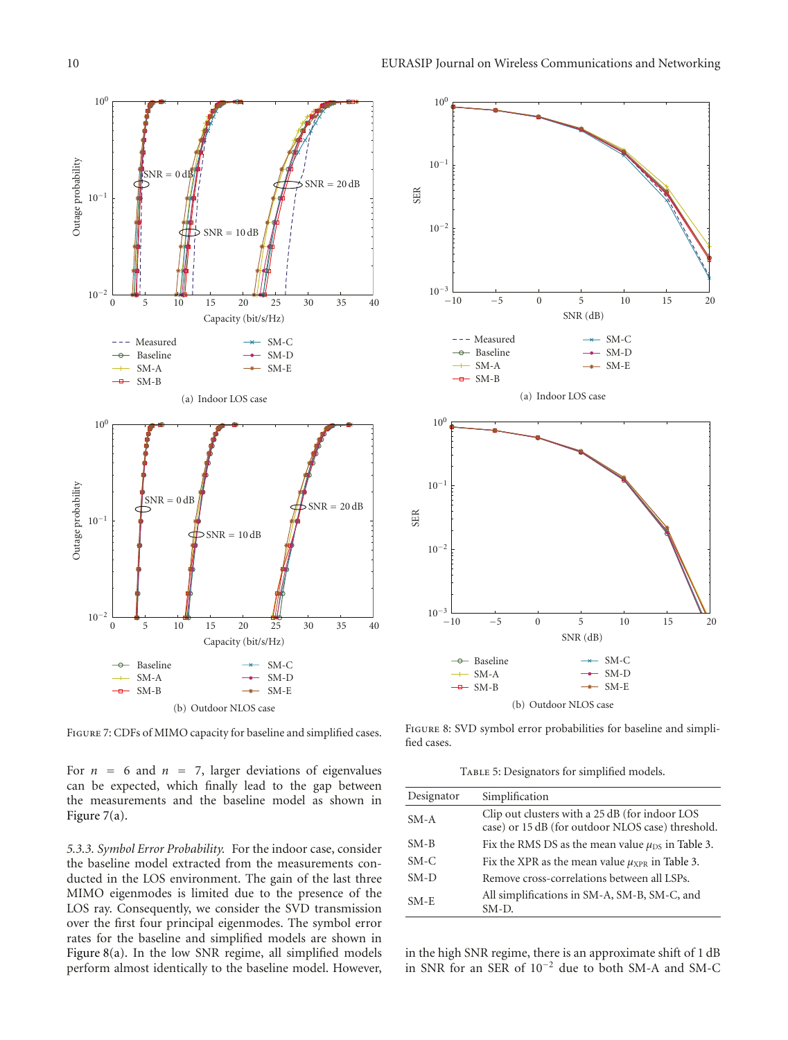FIGURE 7: CDFs of MIMO capacity for baseline and simplified cases.

(a) Indoor LOS case

(b) Outdoor NLOS case

FIGURE 8: SVD symbol error probabilities for baseline and simplified cases.

(a) Indoor LOS case

(b) Outdoor NLOS case

For $n = 6$ and $n = 7$, larger deviations of eigenvalues can be expected, which finally lead to the gap between the measurements and the baseline model as shown in Figure 7(a).

*5.3.3. Symbol Error Probability.* For the indoor case, consider the baseline model extracted from the measurements conducted in the LOS environment. The gain of the last three MIMO eigenmodes is limited due to the presence of the LOS ray. Consequently, we consider the SVD transmission over the first four principal eigenmodes. The symbol error rates for the baseline and simplified models are shown in Figure 8(a). In the low SNR regime, all simplified models perform almost identically to the baseline model. However, in the high SNR regime, there is an approximate shift of 1 dB in SNR for an SER of $10^{-2}$ due to both SM-A and SM-C

TABLE 5: Designators for simplified models.

| Designator | Simplification |
|---|---|
| SM-A | Clip out clusters with a 25 dB (for indoor LOS case) or 15 dB (for outdoor NLOS case) threshold. |
| SM-B | Fix the RMS DS as the mean value $\mu_{\text{DS}}$ in Table 3. |
| SM-C | Fix the XPR as the mean value $\mu_{\text{XPR}}$ in Table 3. |
| SM-D | Remove cross-correlations between all LSPs. |
| SM-E | All simplifications in SM-A, SM-B, SM-C, and SM-D. |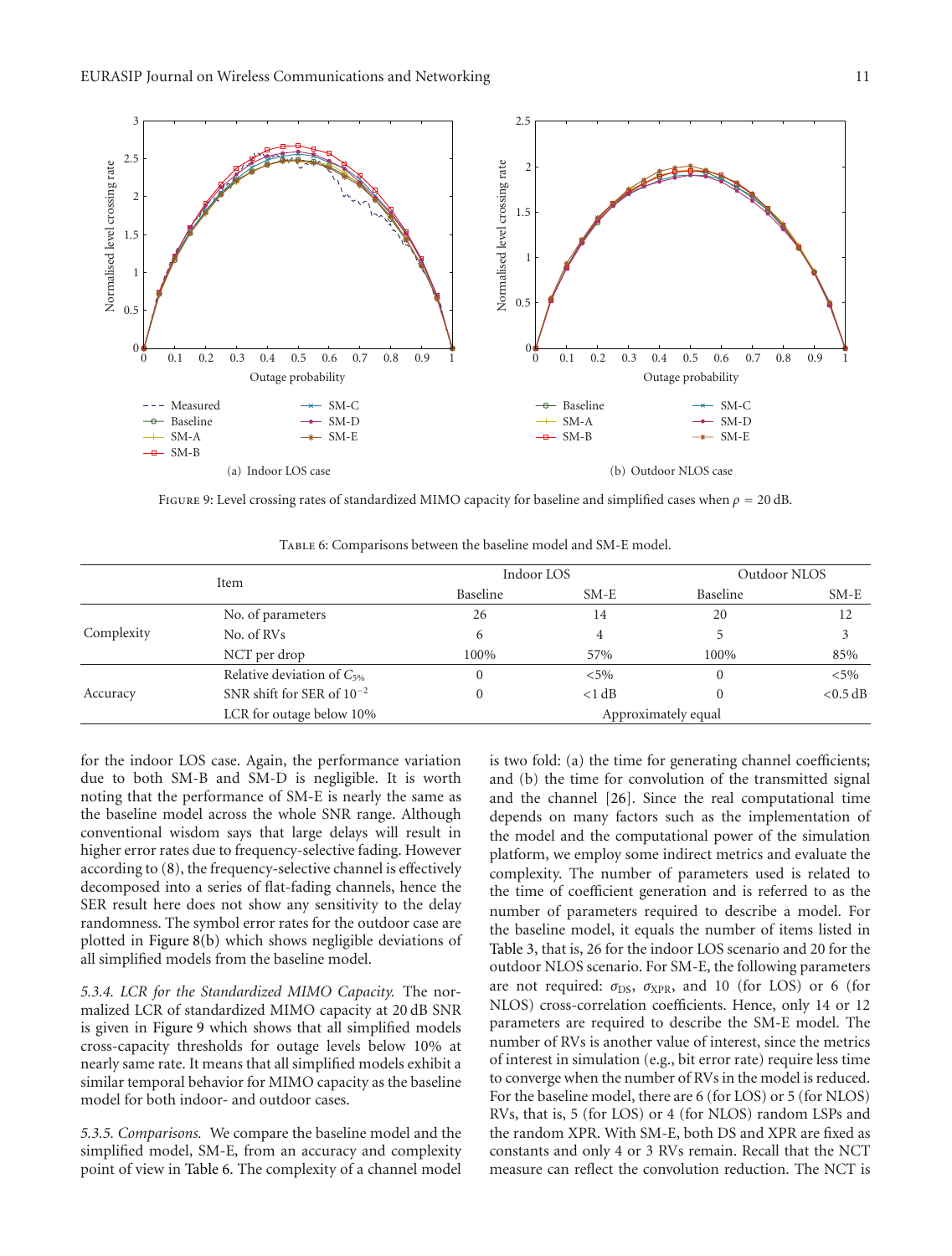Figure 9: Level crossing rates of standardized MIMO capacity for baseline and simplified cases when $\rho = 20$ dB.

Table 6: Comparisons between the baseline model and SM-E model.

| Item | | Indoor LOS | | Outdoor NLOS | |
|---|---|---|---|---|---|
| | | Baseline | SM-E | Baseline | SM-E |
| Complexity | No. of parameters | 26 | 14 | 20 | 12 |
| | No. of RVs | 6 | 4 | 5 | 3 |
| | NCT per drop | 100% | 57% | 100% | 85% |
| Accuracy | Relative deviation of $C_{5\%}$ | 0 | <5% | 0 | <5% |
| | SNR shift for SER of $10^{-2}$ | 0 | <1 dB | 0 | <0.5 dB |
| | LCR for outage below 10% | Approximately equal | | | |

for the indoor LOS case. Again, the performance variation due to both SM-B and SM-D is negligible. It is worth noting that the performance of SM-E is nearly the same as the baseline model across the whole SNR range. Although conventional wisdom says that large delays will result in higher error rates due to frequency-selective fading. However according to (8), the frequency-selective channel is effectively decomposed into a series of flat-fading channels, hence the SER result here does not show any sensitivity to the delay randomness. The symbol error rates for the outdoor case are plotted in Figure 8(b) which shows negligible deviations of all simplified models from the baseline model.

*5.3.4. LCR for the Standardized MIMO Capacity.* The normalized LCR of standardized MIMO capacity at 20 dB SNR is given in Figure 9 which shows that all simplified models cross-capacity thresholds for outage levels below 10% at nearly same rate. It means that all simplified models exhibit a similar temporal behavior for MIMO capacity as the baseline model for both indoor- and outdoor cases.

*5.3.5. Comparisons.* We compare the baseline model and the simplified model, SM-E, from an accuracy and complexity point of view in Table 6. The complexity of a channel model is two fold: (a) the time for generating channel coefficients; and (b) the time for convolution of the transmitted signal and the channel [26]. Since the real computational time depends on many factors such as the implementation of the model and the computational power of the simulation platform, we employ some indirect metrics and evaluate the complexity. The number of parameters used is related to the time of coefficient generation and is referred to as the number of parameters required to describe a model. For the baseline model, it equals the number of items listed in Table 3, that is, 26 for the indoor LOS scenario and 20 for the outdoor NLOS scenario. For SM-E, the following parameters are not required: $\sigma_{\text{DS}}$, $\sigma_{\text{XPR}}$, and 10 (for LOS) or 6 (for NLOS) cross-correlation coefficients. Hence, only 14 or 12 parameters are required to describe the SM-E model. The number of RVs is another value of interest, since the metrics of interest in simulation (e.g., bit error rate) require less time to converge when the number of RVs in the model is reduced. For the baseline model, there are 6 (for LOS) or 5 (for NLOS) RVs, that is, 5 (for LOS) or 4 (for NLOS) random LSPs and the random XPR. With SM-E, both DS and XPR are fixed as constants and only 4 or 3 RVs remain. Recall that the NCT measure can reflect the convolution reduction. The NCT is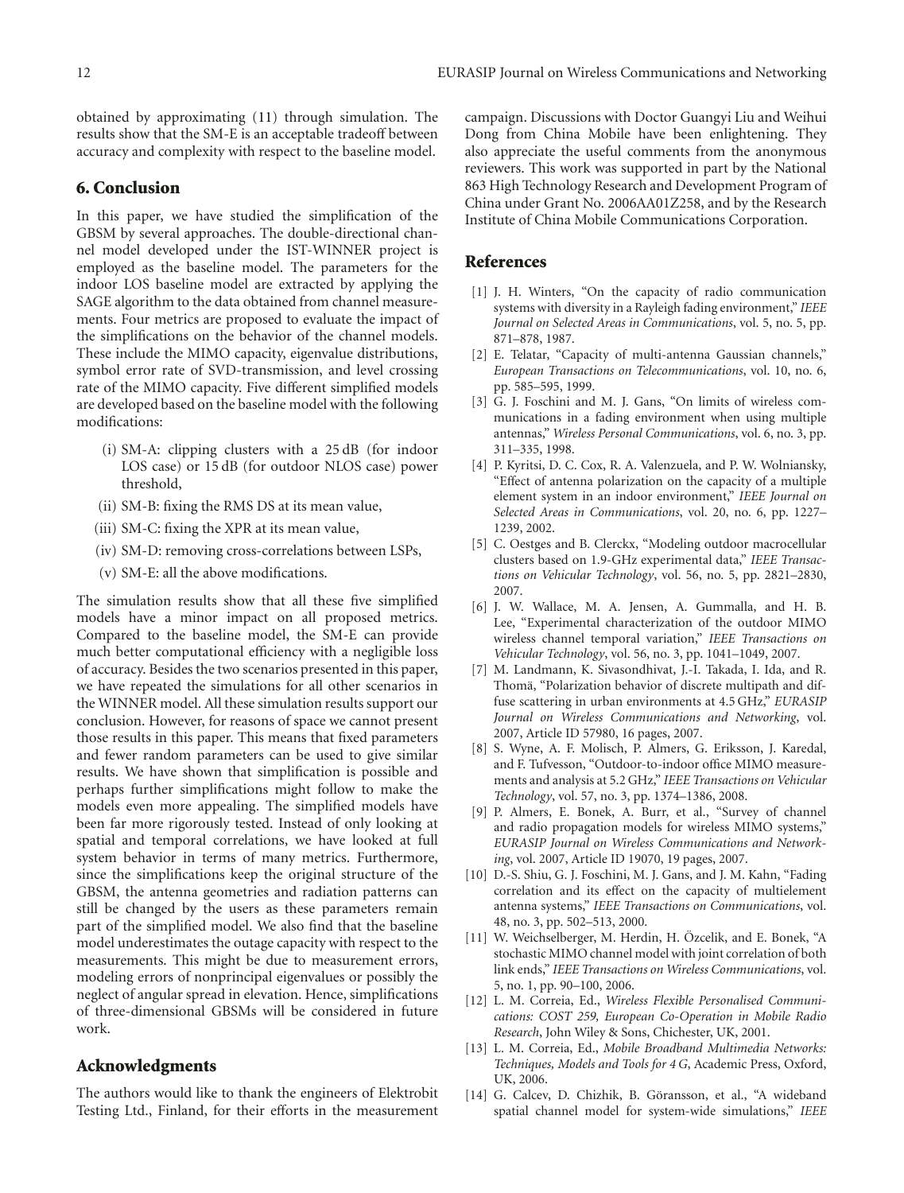obtained by approximating (11) through simulation. The results show that the SM-E is an acceptable tradeoff between accuracy and complexity with respect to the baseline model.

## 6. Conclusion

In this paper, we have studied the simplification of the GBSM by several approaches. The double-directional channel model developed under the IST-WINNER project is employed as the baseline model. The parameters for the indoor LOS baseline model are extracted by applying the SAGE algorithm to the data obtained from channel measurements. Four metrics are proposed to evaluate the impact of the simplifications on the behavior of the channel models. These include the MIMO capacity, eigenvalue distributions, symbol error rate of SVD-transmission, and level crossing rate of the MIMO capacity. Five different simplified models are developed based on the baseline model with the following modifications:

(i) SM-A: clipping clusters with a 25 dB (for indoor LOS case) or 15 dB (for outdoor NLOS case) power threshold,

(ii) SM-B: fixing the RMS DS at its mean value,

(iii) SM-C: fixing the XPR at its mean value,

(iv) SM-D: removing cross-correlations between LSPs,

(v) SM-E: all the above modifications.

The simulation results show that all these five simplified models have a minor impact on all proposed metrics. Compared to the baseline model, the SM-E can provide much better computational efficiency with a negligible loss of accuracy. Besides the two scenarios presented in this paper, we have repeated the simulations for all other scenarios in the WINNER model. All these simulation results support our conclusion. However, for reasons of space we cannot present those results in this paper. This means that fixed parameters and fewer random parameters can be used to give similar results. We have shown that simplification is possible and perhaps further simplifications might follow to make the models even more appealing. The simplified models have been far more rigorously tested. Instead of only looking at spatial and temporal correlations, we have looked at full system behavior in terms of many metrics. Furthermore, since the simplifications keep the original structure of the GBSM, the antenna geometries and radiation patterns can still be changed by the users as these parameters remain part of the simplified model. We also find that the baseline model underestimates the outage capacity with respect to the measurements. This might be due to measurement errors, modeling errors of nonprincipal eigenvalues or possibly the neglect of angular spread in elevation. Hence, simplifications of three-dimensional GBSMs will be considered in future work.

## Acknowledgments

The authors would like to thank the engineers of Elektrobit Testing Ltd., Finland, for their efforts in the measurement campaign. Discussions with Doctor Guangyi Liu and Weihui Dong from China Mobile have been enlightening. They also appreciate the useful comments from the anonymous reviewers. This work was supported in part by the National 863 High Technology Research and Development Program of China under Grant No. 2006AA01Z258, and by the Research Institute of China Mobile Communications Corporation.

## References

[1] J. H. Winters, "On the capacity of radio communication systems with diversity in a Rayleigh fading environment," *IEEE Journal on Selected Areas in Communications*, vol. 5, no. 5, pp. 871–878, 1987.

[2] E. Telatar, "Capacity of multi-antenna Gaussian channels," *European Transactions on Telecommunications*, vol. 10, no. 6, pp. 585–595, 1999.

[3] G. J. Foschini and M. J. Gans, "On limits of wireless communications in a fading environment when using multiple antennas," *Wireless Personal Communications*, vol. 6, no. 3, pp. 311–335, 1998.

[4] P. Kyritsi, D. C. Cox, R. A. Valenzuela, and P. W. Wolniansky, "Effect of antenna polarization on the capacity of a multiple element system in an indoor environment," *IEEE Journal on Selected Areas in Communications*, vol. 20, no. 6, pp. 1227–1239, 2002.

[5] C. Oestges and B. Clerckx, "Modeling outdoor macrocellular clusters based on 1.9-GHz experimental data," *IEEE Transactions on Vehicular Technology*, vol. 56, no. 5, pp. 2821–2830, 2007.

[6] J. W. Wallace, M. A. Jensen, A. Gummalla, and H. B. Lee, "Experimental characterization of the outdoor MIMO wireless channel temporal variation," *IEEE Transactions on Vehicular Technology*, vol. 56, no. 3, pp. 1041–1049, 2007.

[7] M. Landmann, K. Sivasondhivat, J.-I. Takada, I. Ida, and R. Thomä, "Polarization behavior of discrete multipath and diffuse scattering in urban environments at 4.5 GHz," *EURASIP Journal on Wireless Communications and Networking*, vol. 2007, Article ID 57980, 16 pages, 2007.

[8] S. Wyne, A. F. Molisch, P. Almers, G. Eriksson, J. Karedal, and F. Tufvesson, "Outdoor-to-indoor office MIMO measurements and analysis at 5.2 GHz," *IEEE Transactions on Vehicular Technology*, vol. 57, no. 3, pp. 1374–1386, 2008.

[9] P. Almers, E. Bonek, A. Burr, et al., "Survey of channel and radio propagation models for wireless MIMO systems," *EURASIP Journal on Wireless Communications and Networking*, vol. 2007, Article ID 19070, 19 pages, 2007.

[10] D.-S. Shiu, G. J. Foschini, M. J. Gans, and J. M. Kahn, "Fading correlation and its effect on the capacity of multielement antenna systems," *IEEE Transactions on Communications*, vol. 48, no. 3, pp. 502–513, 2000.

[11] W. Weichselberger, M. Herdin, H. Özcelik, and E. Bonek, "A stochastic MIMO channel model with joint correlation of both link ends," *IEEE Transactions on Wireless Communications*, vol. 5, no. 1, pp. 90–100, 2006.

[12] L. M. Correia, Ed., *Wireless Flexible Personalised Communications: COST 259, European Co-Operation in Mobile Radio Research*, John Wiley & Sons, Chichester, UK, 2001.

[13] L. M. Correia, Ed., *Mobile Broadband Multimedia Networks: Techniques, Models and Tools for 4 G*, Academic Press, Oxford, UK, 2006.

[14] G. Calcev, D. Chizhik, B. Göransson, et al., "A wideband spatial channel model for system-wide simulations," *IEEE*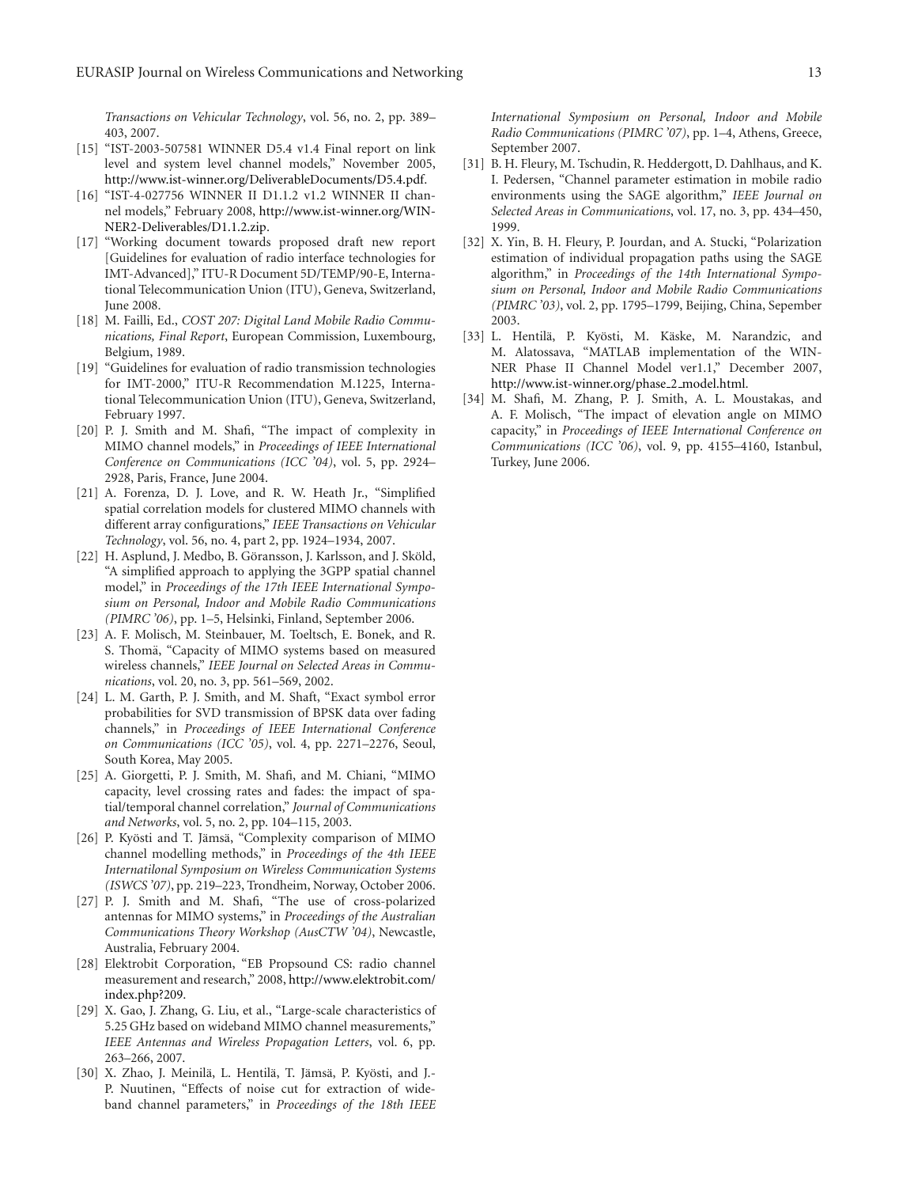*Transactions on Vehicular Technology*, vol. 56, no. 2, pp. 389–403, 2007.

[15] "IST-2003-507581 WINNER D5.4 v1.4 Final report on link level and system level channel models," November 2005, http://www.ist-winner.org/DeliverableDocuments/D5.4.pdf.

[16] "IST-4-027756 WINNER II D1.1.2 v1.2 WINNER II channel models," February 2008, http://www.ist-winner.org/WINNER2-Deliverables/D1.1.2.zip.

[17] "Working document towards proposed draft new report [Guidelines for evaluation of radio interface technologies for IMT-Advanced]," ITU-R Document 5D/TEMP/90-E, International Telecommunication Union (ITU), Geneva, Switzerland, June 2008.

[18] M. Failli, Ed., *COST 207: Digital Land Mobile Radio Communications, Final Report*, European Commission, Luxembourg, Belgium, 1989.

[19] "Guidelines for evaluation of radio transmission technologies for IMT-2000," ITU-R Recommendation M.1225, International Telecommunication Union (ITU), Geneva, Switzerland, February 1997.

[20] P. J. Smith and M. Shafi, "The impact of complexity in MIMO channel models," in *Proceedings of IEEE International Conference on Communications (ICC '04)*, vol. 5, pp. 2924–2928, Paris, France, June 2004.

[21] A. Forenza, D. J. Love, and R. W. Heath Jr., "Simplified spatial correlation models for clustered MIMO channels with different array configurations," *IEEE Transactions on Vehicular Technology*, vol. 56, no. 4, part 2, pp. 1924–1934, 2007.

[22] H. Asplund, J. Medbo, B. Göransson, J. Karlsson, and J. Sköld, "A simplified approach to applying the 3GPP spatial channel model," in *Proceedings of the 17th IEEE International Symposium on Personal, Indoor and Mobile Radio Communications (PIMRC '06)*, pp. 1–5, Helsinki, Finland, September 2006.

[23] A. F. Molisch, M. Steinbauer, M. Toeltsch, E. Bonek, and R. S. Thomä, "Capacity of MIMO systems based on measured wireless channels," *IEEE Journal on Selected Areas in Communications*, vol. 20, no. 3, pp. 561–569, 2002.

[24] L. M. Garth, P. J. Smith, and M. Shaft, "Exact symbol error probabilities for SVD transmission of BPSK data over fading channels," in *Proceedings of IEEE International Conference on Communications (ICC '05)*, vol. 4, pp. 2271–2276, Seoul, South Korea, May 2005.

[25] A. Giorgetti, P. J. Smith, M. Shafi, and M. Chiani, "MIMO capacity, level crossing rates and fades: the impact of spatial/temporal channel correlation," *Journal of Communications and Networks*, vol. 5, no. 2, pp. 104–115, 2003.

[26] P. Kyösti and T. Jämsä, "Complexity comparison of MIMO channel modelling methods," in *Proceedings of the 4th IEEE Internatilonal Symposium on Wireless Communication Systems (ISWCS '07)*, pp. 219–223, Trondheim, Norway, October 2006.

[27] P. Smith and M. Shafi, "The use of cross-polarized antennas for MIMO systems," in *Proceedings of the Australian Communications Theory Workshop (AusCTW '04)*, Newcastle, Australia, February 2004.

[28] Elektrobit Corporation, "EB Propsound CS: radio channel measurement and research," 2008, http://www.elektrobit.com/index.php?209.

[29] X. Gao, J. Zhang, G. Liu, et al., "Large-scale characteristics of 5.25 GHz based on wideband MIMO channel measurements," *IEEE Antennas and Wireless Propagation Letters*, vol. 6, pp. 263–266, 2007.

[30] X. Zhao, J. Meinilä, L. Hentilä, T. Jämsä, P. Kyösti, and J.-P. Nuutinen, "Effects of noise cut for extraction of wideband channel parameters," in *Proceedings of the 18th IEEE International Symposium on Personal, Indoor and Mobile Radio Communications (PIMRC '07)*, pp. 1–4, Athens, Greece, September 2007.

[31] B. H. Fleury, M. Tschudin, R. Heddergott, D. Dahlhaus, and K. I. Pedersen, "Channel parameter estimation in mobile radio environments using the SAGE algorithm," *IEEE Journal on Selected Areas in Communications*, vol. 17, no. 3, pp. 434–450, 1999.

[32] X. Yin, B. H. Fleury, P. Jourdan, and A. Stucki, "Polarization estimation of individual propagation paths using the SAGE algorithm," in *Proceedings of the 14th International Symposium on Personal, Indoor and Mobile Radio Communications (PIMRC '03)*, vol. 2, pp. 1795–1799, Beijing, China, Sepember 2003.

[33] L. Hentilä, P. Kyösti, M. Käske, M. Narandzic, and M. Alatossava, "MATLAB implementation of the WINNER Phase II Channel Model ver1.1," December 2007, http://www.ist-winner.org/phase_2_model.html.

[34] M. Shafi, M. Zhang, P. J. Smith, A. L. Moustakas, and A. F. Molisch, "The impact of elevation angle on MIMO capacity," in *Proceedings of IEEE International Conference on Communications (ICC '06)*, vol. 9, pp. 4155–4160, Istanbul, Turkey, June 2006.